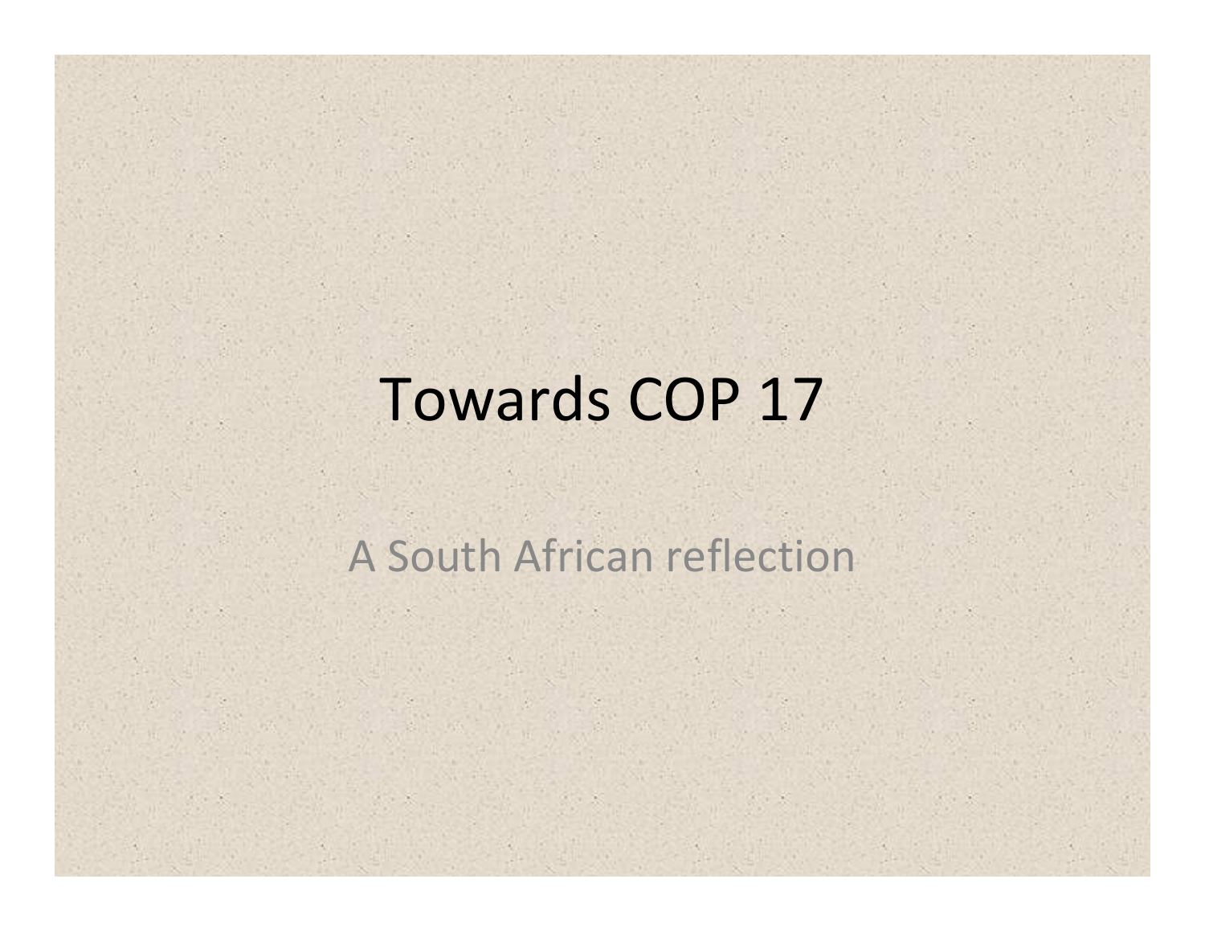# Towards COP 17

A South African reflection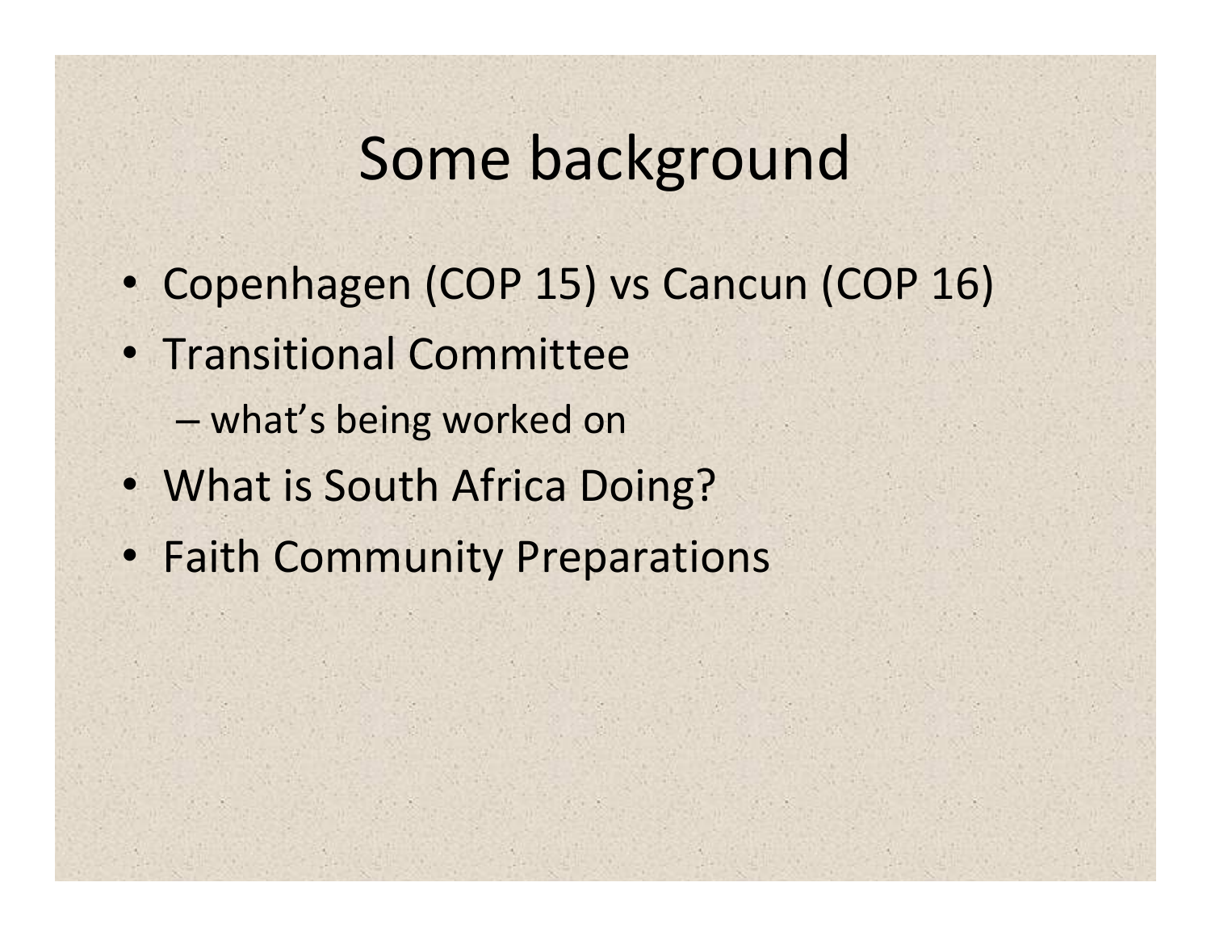# Some background

- Copenhagen (COP 15) vs Cancun (COP 16)
- Transitional Committee
  - what's being worked on
- What is South Africa Doing?
- Faith Community Preparations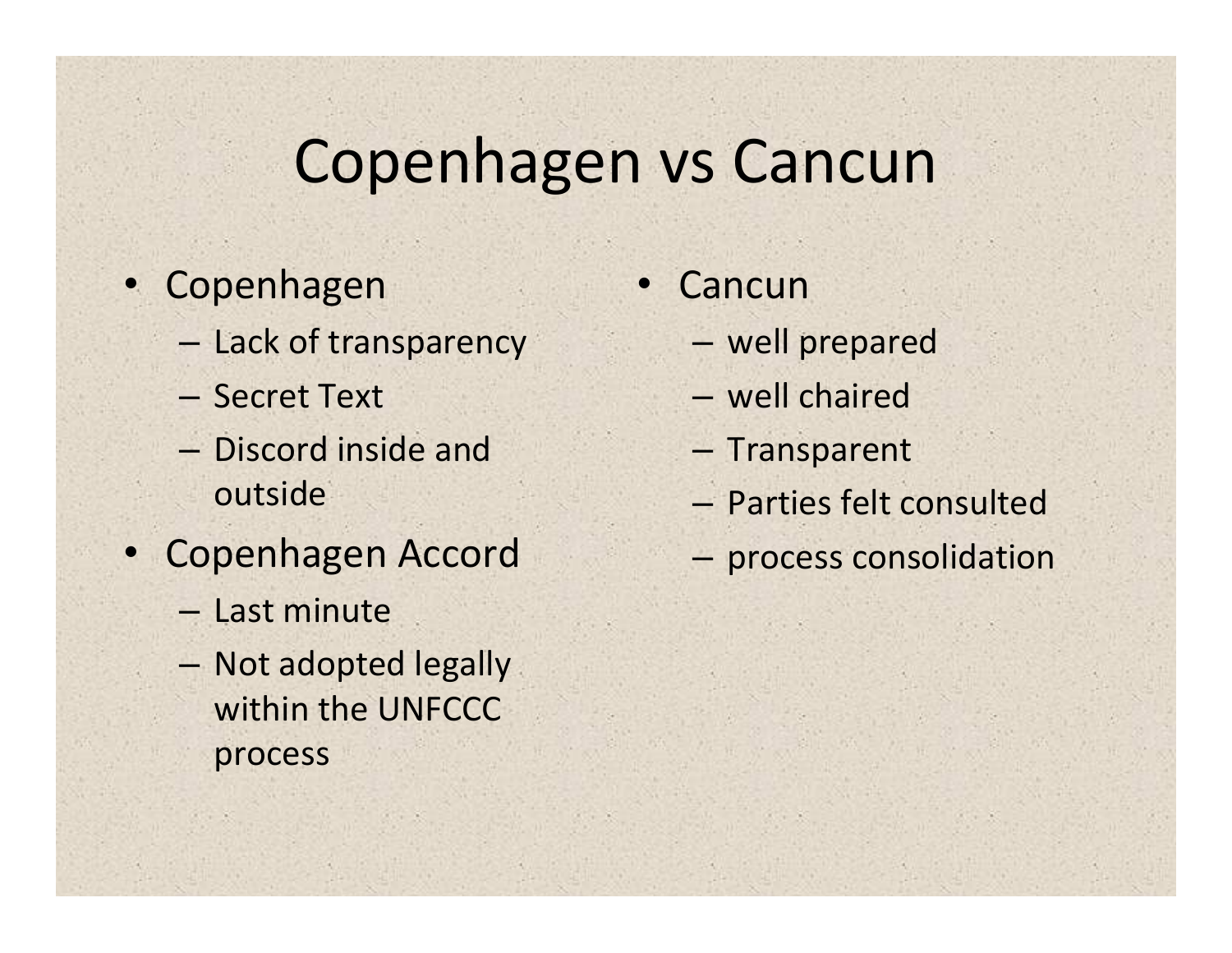# Copenhagen vs Cancun

- Copenhagen
  - Lack of transparency
  - Secret Text
  - Discord inside and outside
- Copenhagen Accord
  - Last minute
  - Not adopted legally within the UNFCCC process
- Cancun
  - well prepared
  - well chaired
  - Transparent
  - Parties felt consulted
  - process consolidation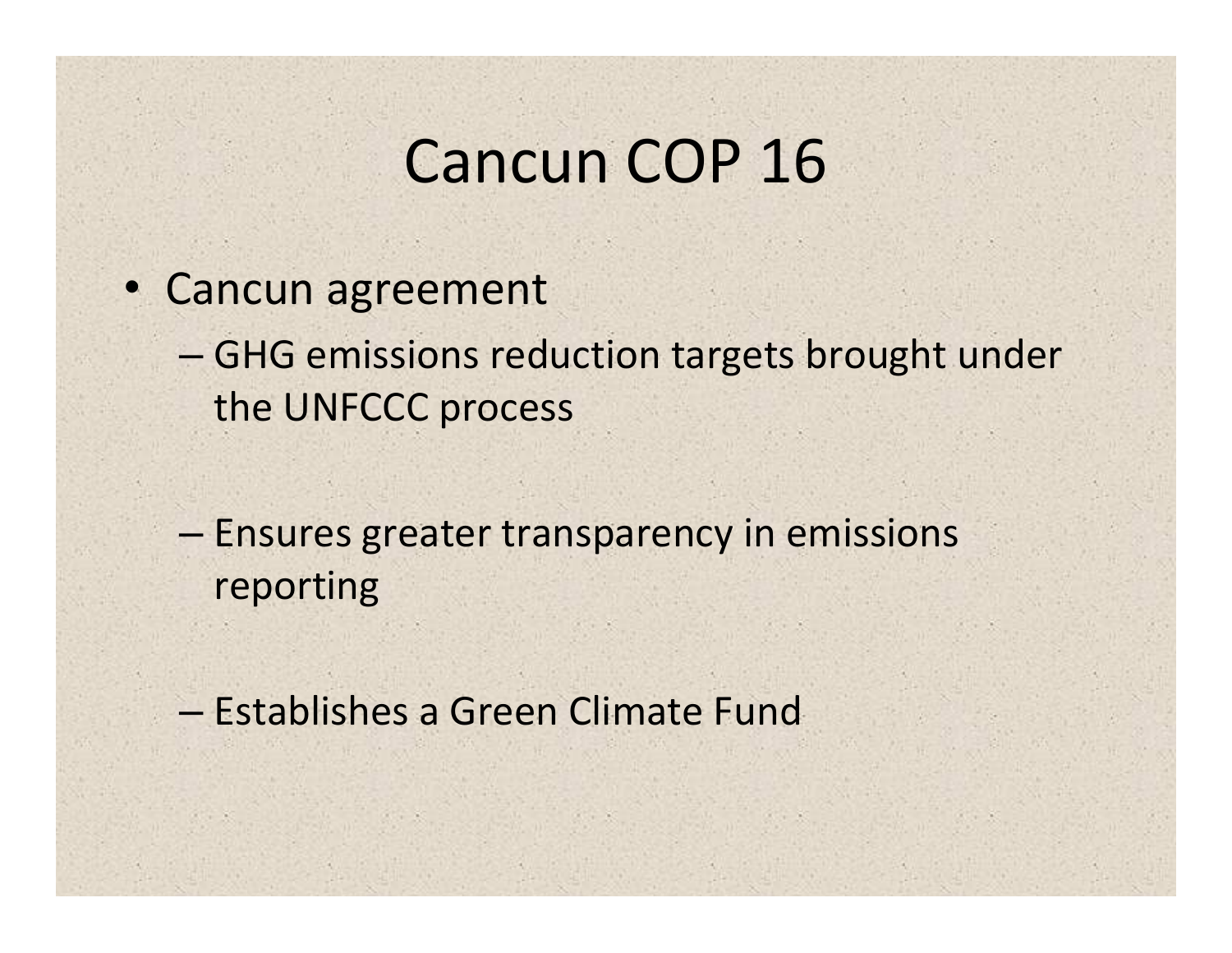# Cancun COP 16

- Cancun agreement
  - GHG emissions reduction targets brought under the UNFCCC process
  - Ensures greater transparency in emissions reporting
  - Establishes a Green Climate Fund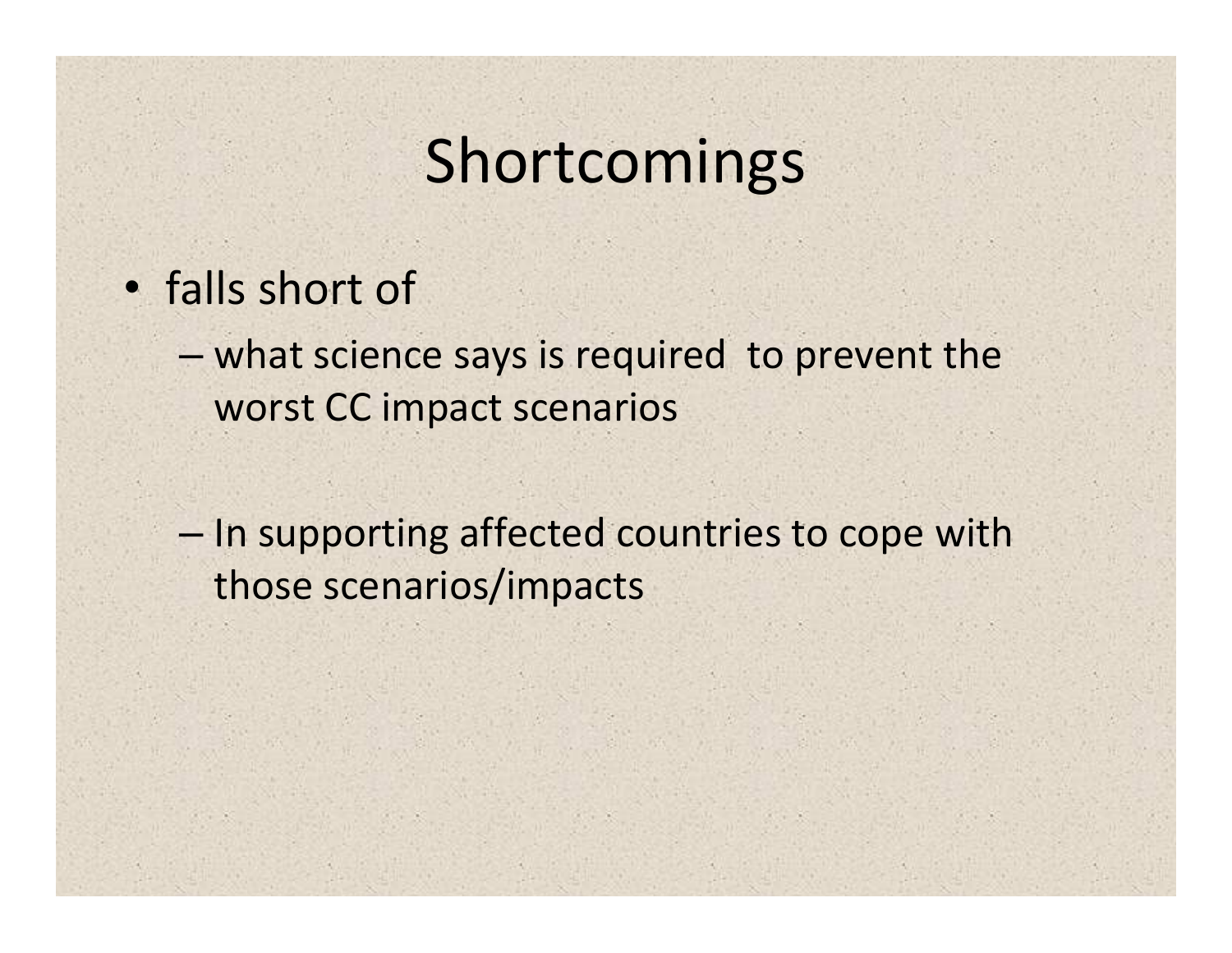# Shortcomings

- falls short of
  - what science says is required  to prevent the worst CC impact scenarios
  - In supporting affected countries to cope with those scenarios/impacts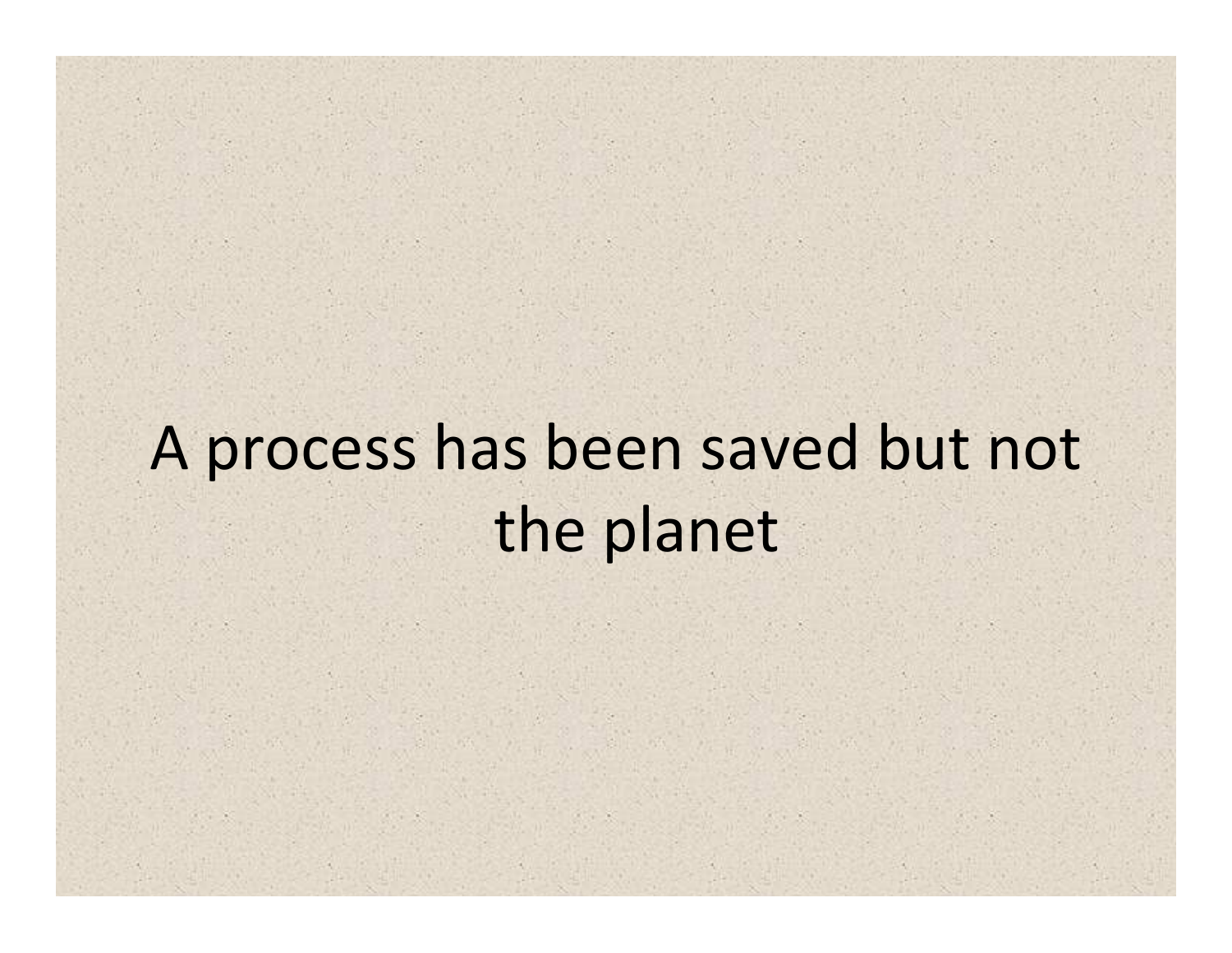A process has been saved but not the planet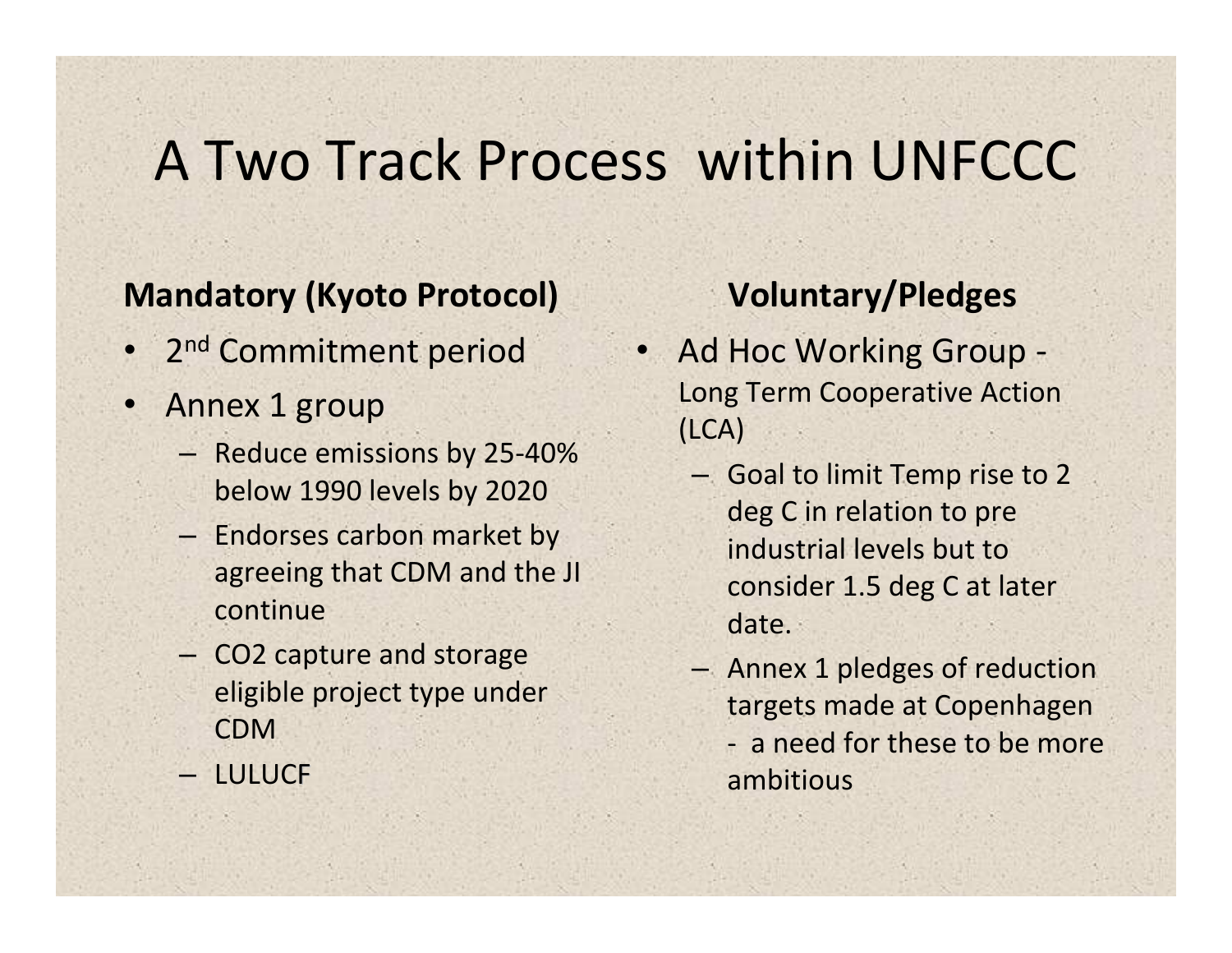# A Two Track Process within UNFCCC

**Mandatory (Kyoto Protocol)**

- 2nd Commitment period
- Annex 1 group
  - Reduce emissions by 25-40% below 1990 levels by 2020
  - Endorses carbon market by agreeing that CDM and the JI continue
  - $CO_2$ capture and storage eligible project type under CDM
  - LULUCF

**Voluntary/Pledges**

- Ad Hoc Working Group - Long Term Cooperative Action (LCA)
  - Goal to limit Temp rise to 2 deg C in relation to pre industrial levels but to consider 1.5 deg C at later date.
  - Annex 1 pledges of reduction targets made at Copenhagen - a need for these to be more ambitious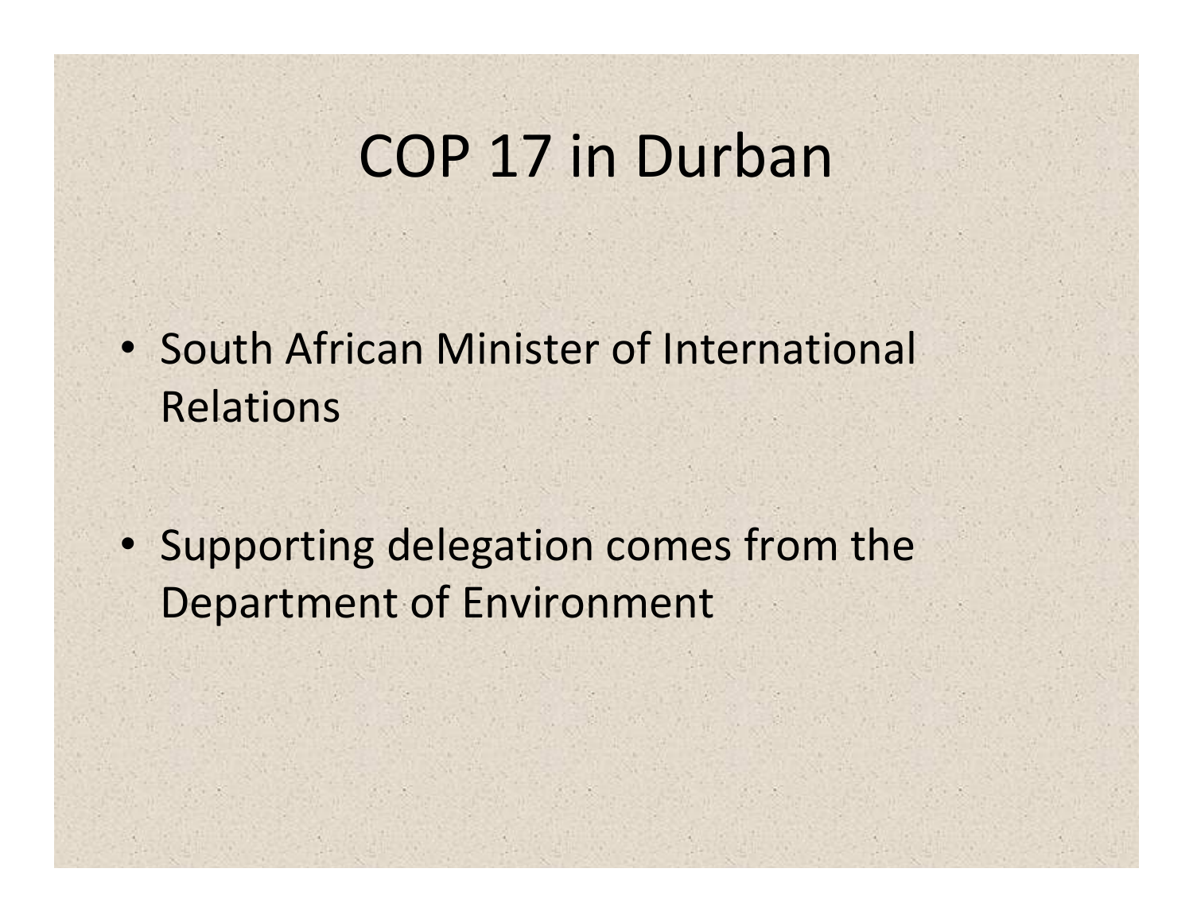# COP 17 in Durban

- South African Minister of International Relations
- Supporting delegation comes from the Department of Environment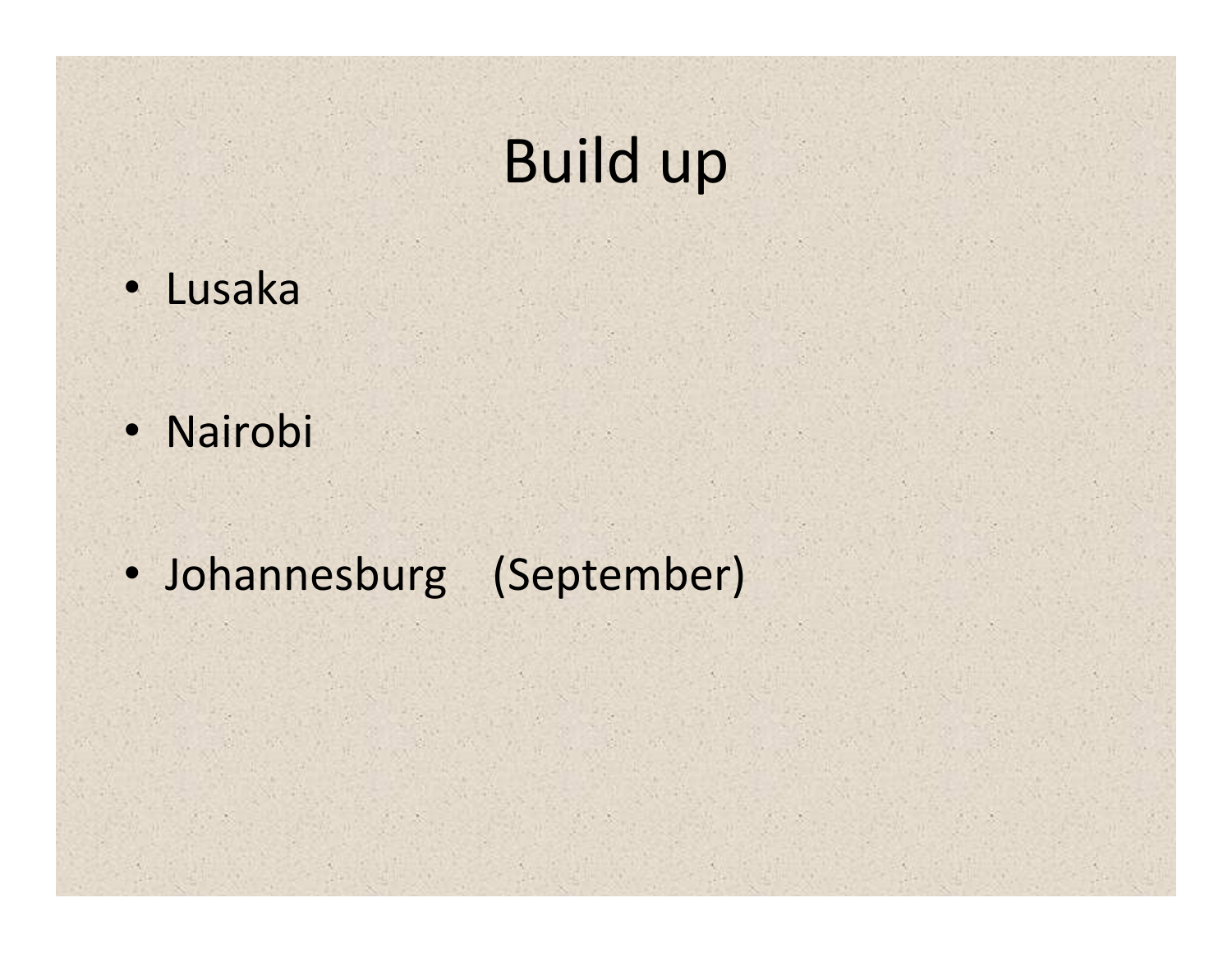# Build up

- Lusaka
- Nairobi
- Johannesburg (September)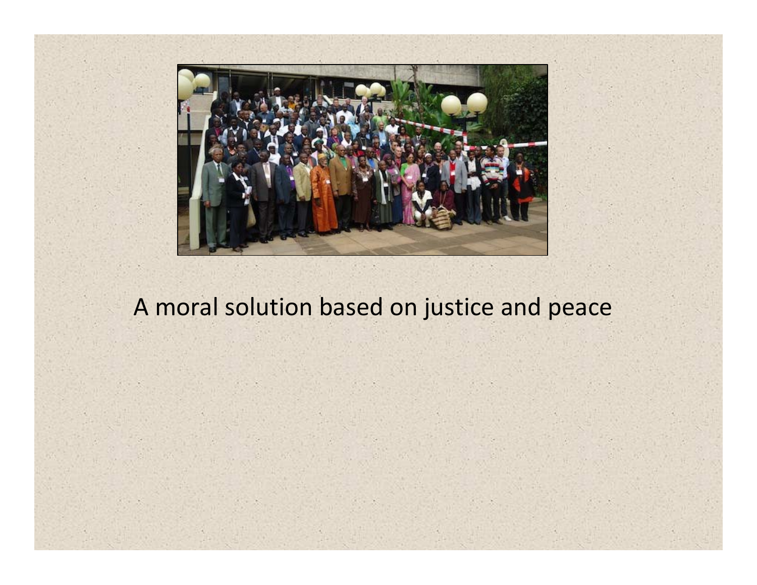A moral solution based on justice and peace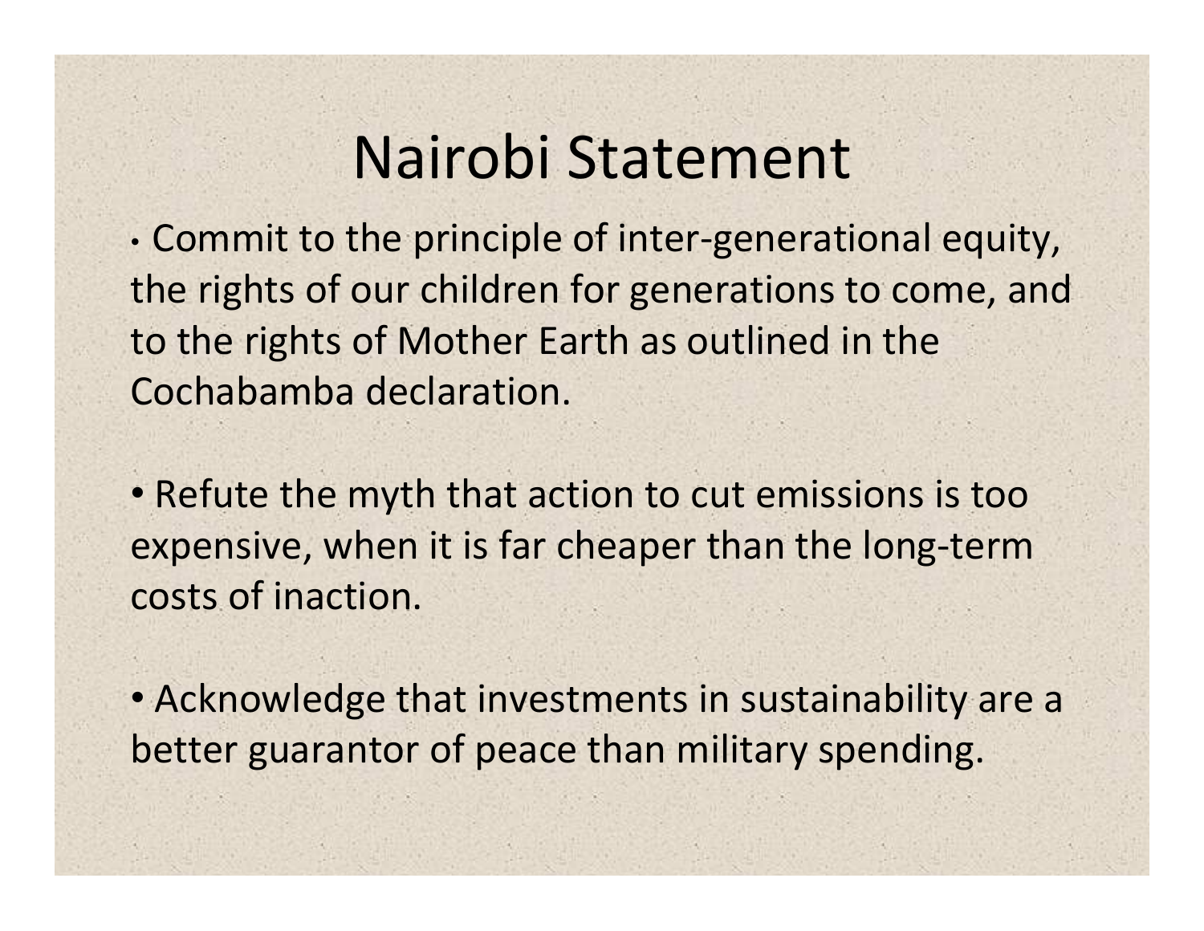# Nairobi Statement

- Commit to the principle of inter-generational equity, the rights of our children for generations to come, and to the rights of Mother Earth as outlined in the Cochabamba declaration.

- Refute the myth that action to cut emissions is too expensive, when it is far cheaper than the long-term costs of inaction.

- Acknowledge that investments in sustainability are a better guarantor of peace than military spending.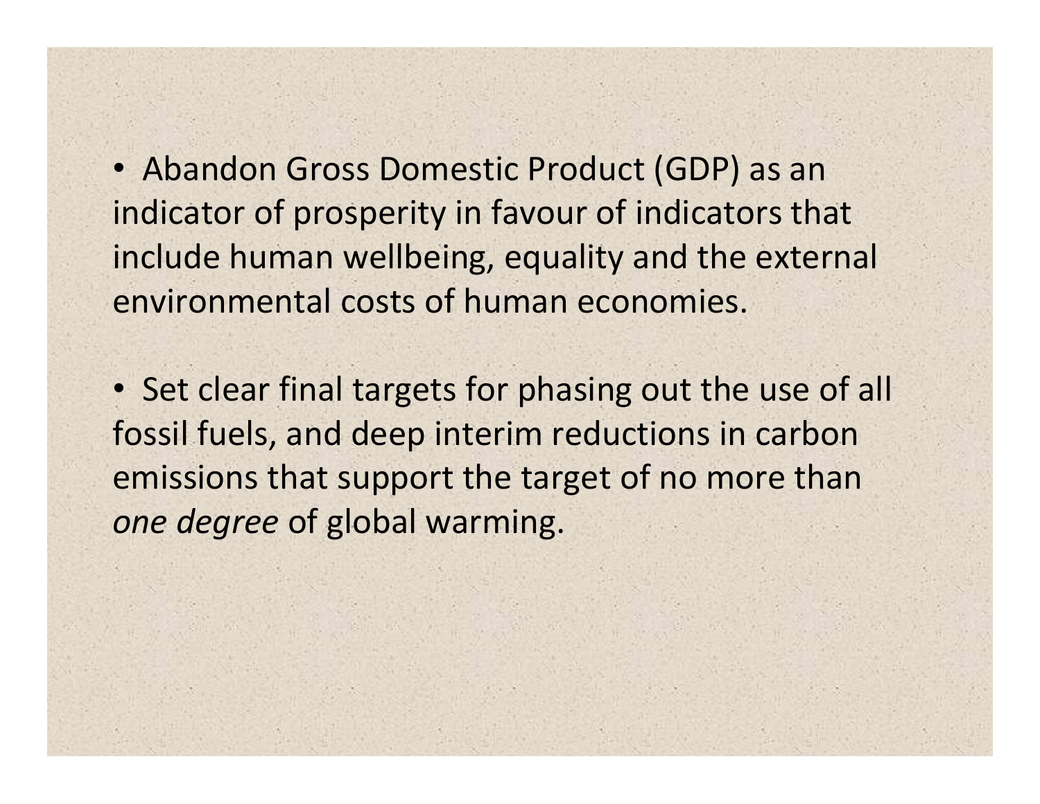- Abandon Gross Domestic Product (GDP) as an indicator of prosperity in favour of indicators that include human wellbeing, equality and the external environmental costs of human economies.

- Set clear final targets for phasing out the use of all fossil fuels, and deep interim reductions in carbon emissions that support the target of no more than *one degree* of global warming.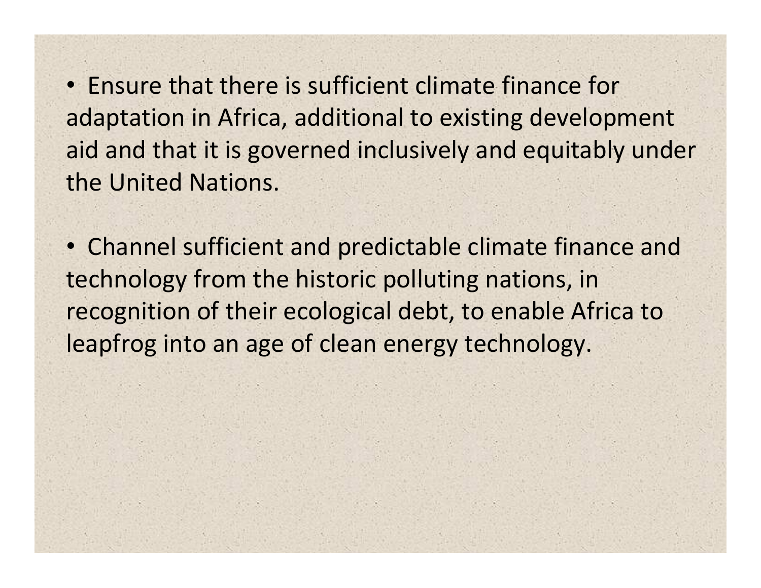- Ensure that there is sufficient climate finance for adaptation in Africa, additional to existing development aid and that it is governed inclusively and equitably under the United Nations.

- Channel sufficient and predictable climate finance and technology from the historic polluting nations, in recognition of their ecological debt, to enable Africa to leapfrog into an age of clean energy technology.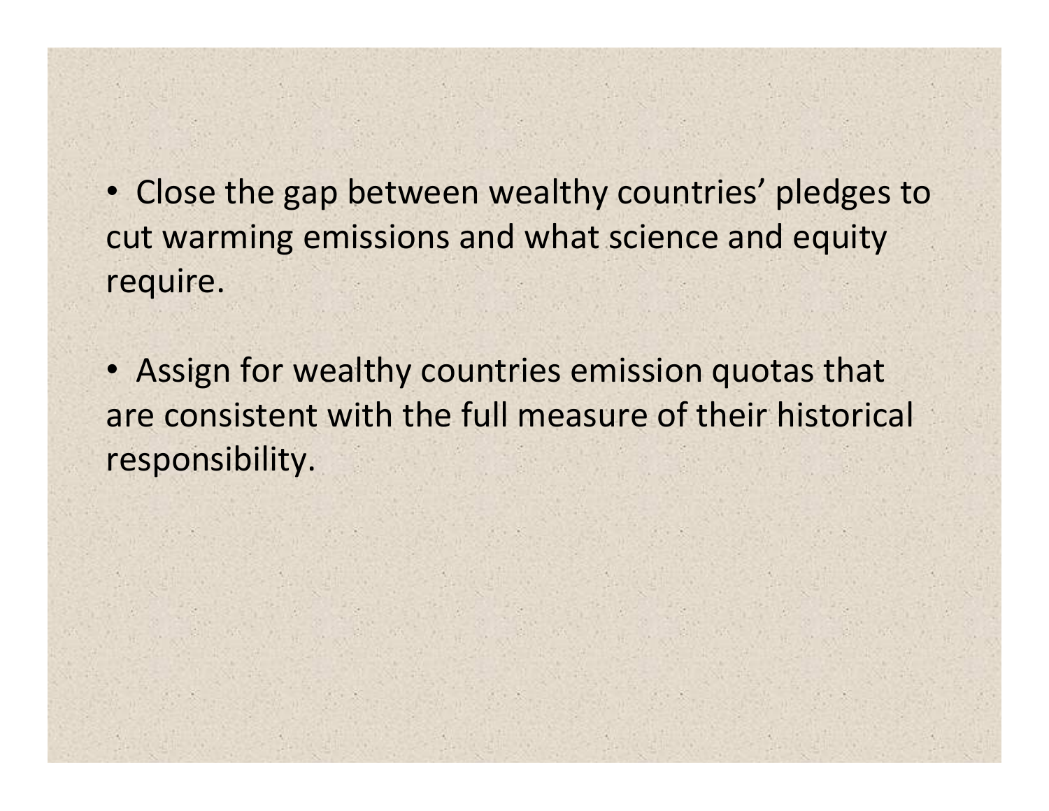- Close the gap between wealthy countries' pledges to cut warming emissions and what science and equity require.

- Assign for wealthy countries emission quotas that are consistent with the full measure of their historical responsibility.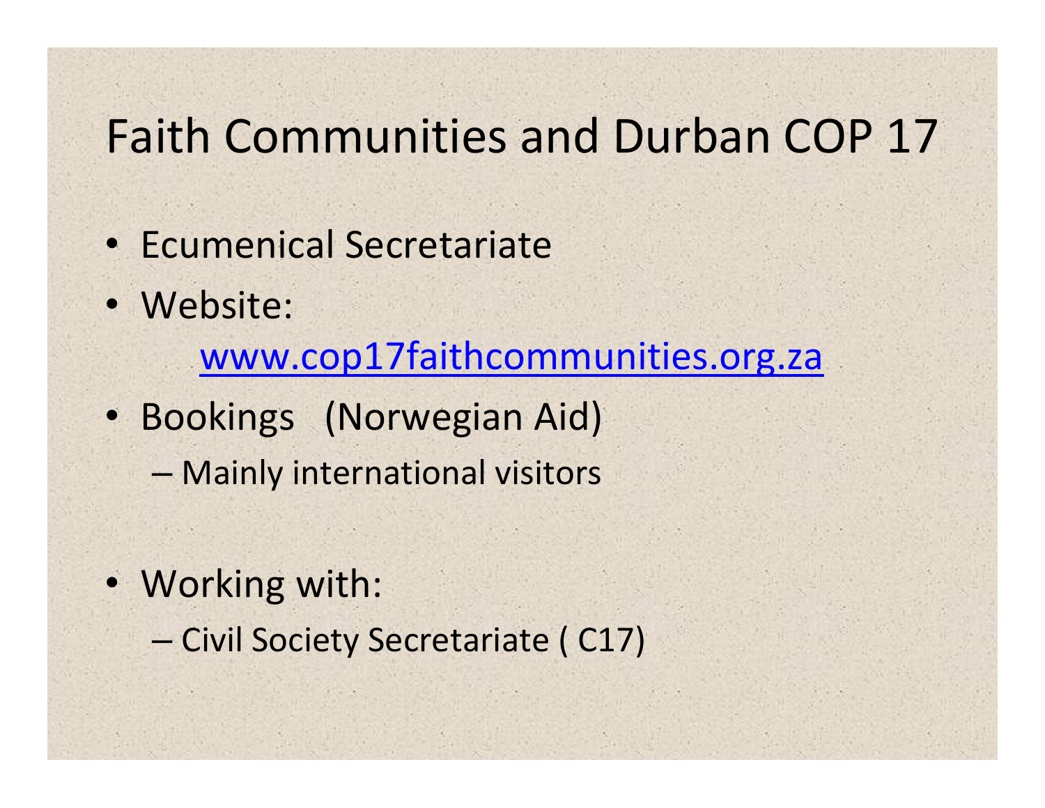# Faith Communities and Durban COP 17

- Ecumenical Secretariate
- Website:

  www.cop17faithcommunities.org.za
- Bookings (Norwegian Aid)
  - Mainly international visitors
- Working with:
  - Civil Society Secretariate ( C17)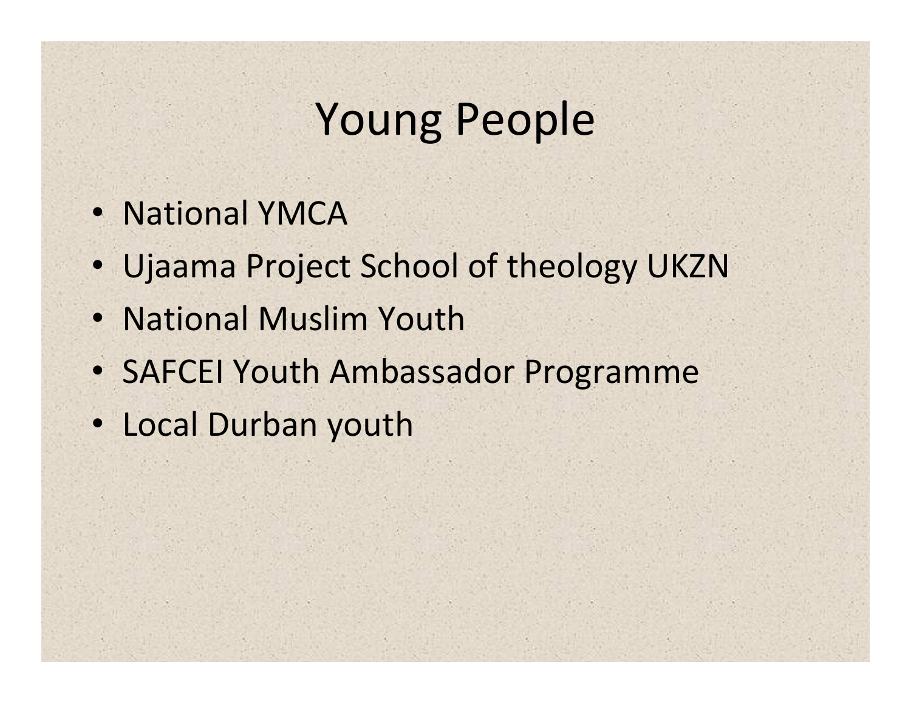# Young People

- National YMCA
- Ujaama Project School of theology UKZN
- National Muslim Youth
- SAFCEI Youth Ambassador Programme
- Local Durban youth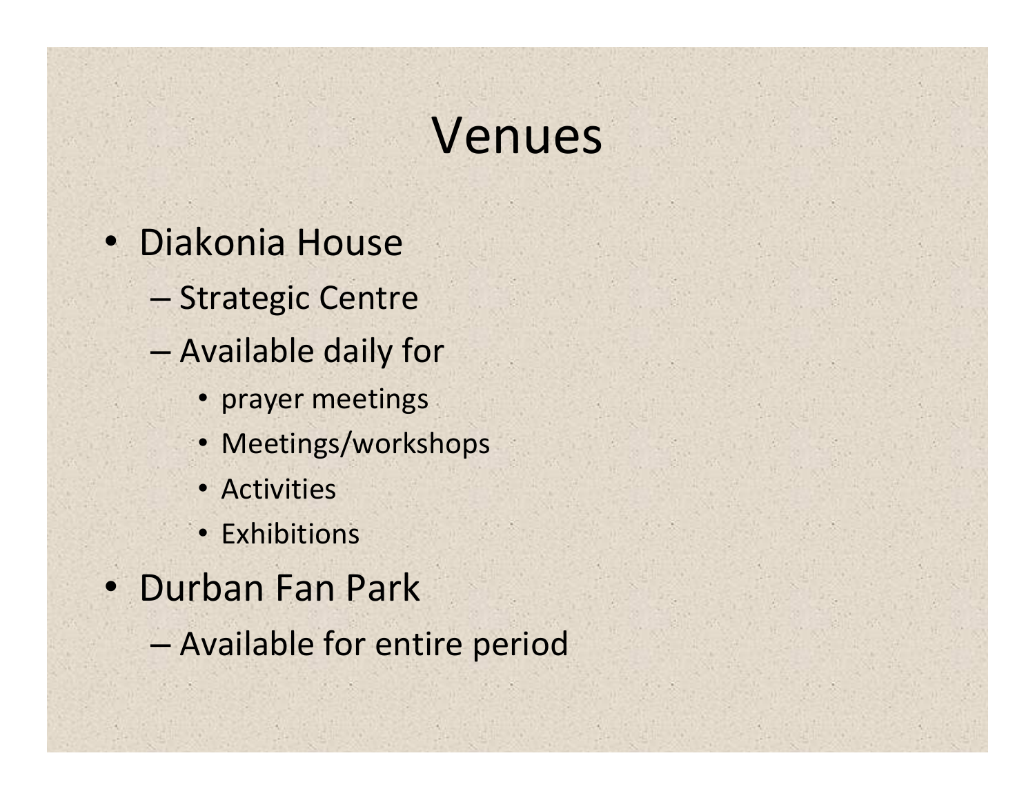# Venues

- Diakonia House
  - Strategic Centre
  - Available daily for
    - prayer meetings
    - Meetings/workshops
    - Activities
    - Exhibitions
- Durban Fan Park
  - Available for entire period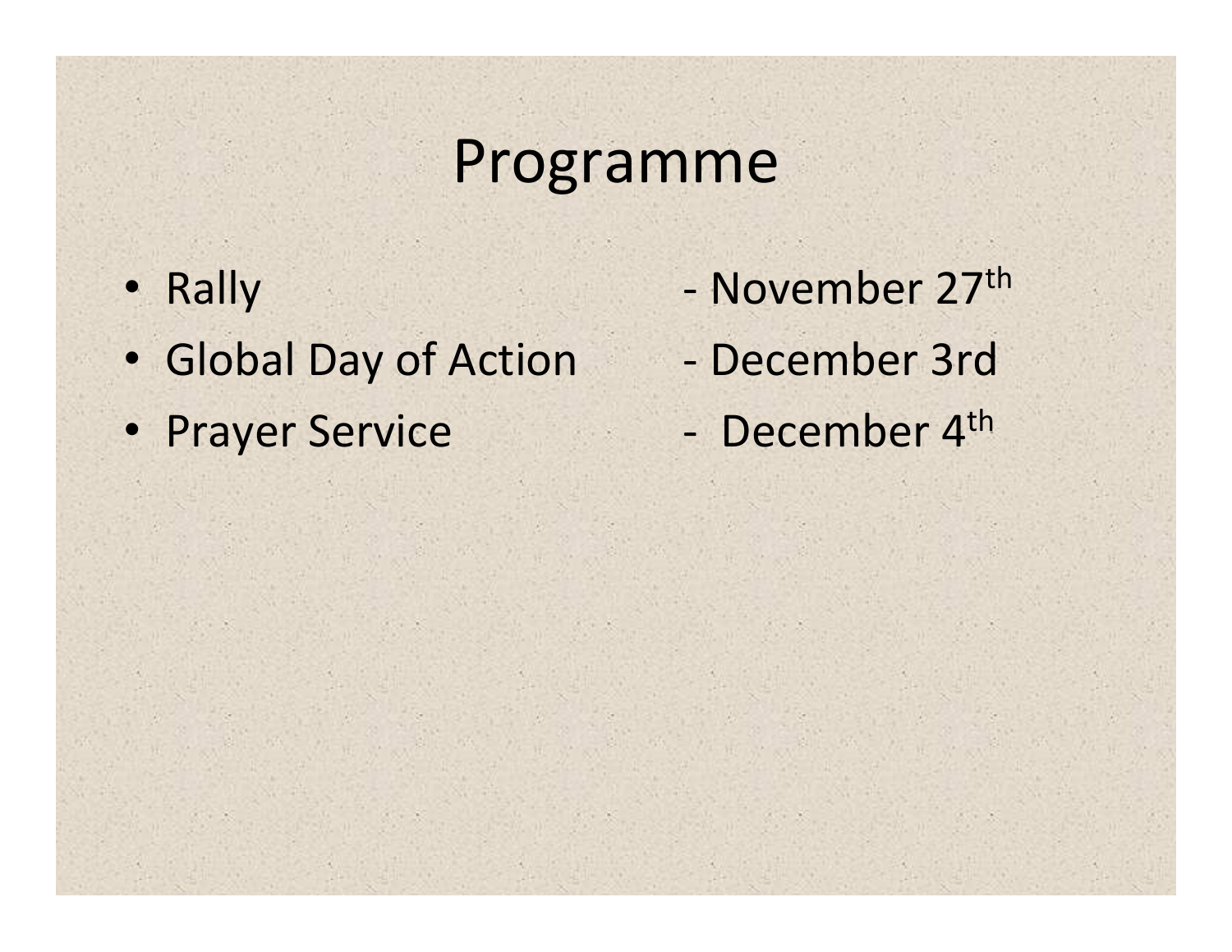# Programme

- Rally - November 27th
- Global Day of Action - December 3rd
- Prayer Service - December 4th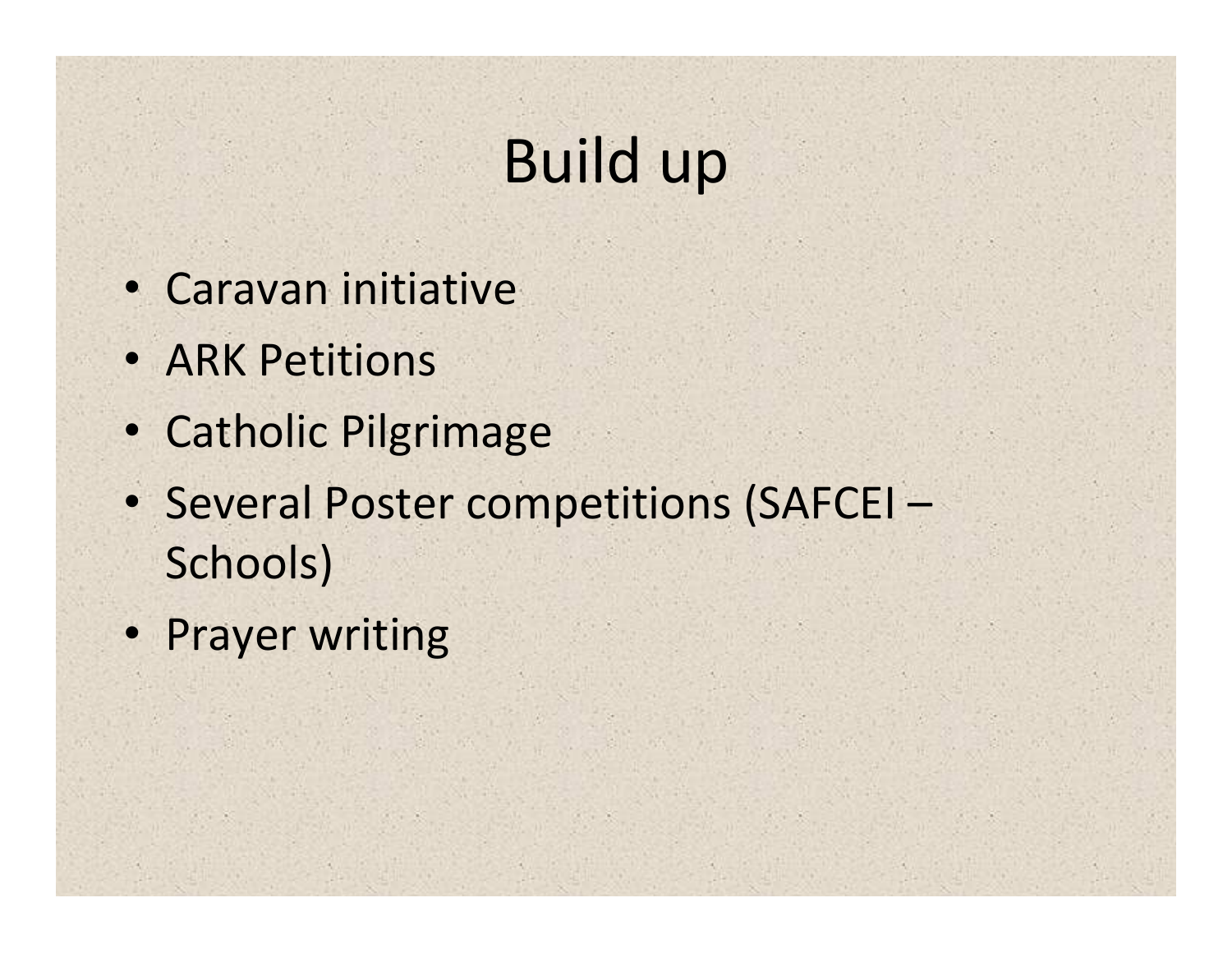# Build up

- Caravan initiative
- ARK Petitions
- Catholic Pilgrimage
- Several Poster competitions (SAFCEI – Schools)
- Prayer writing